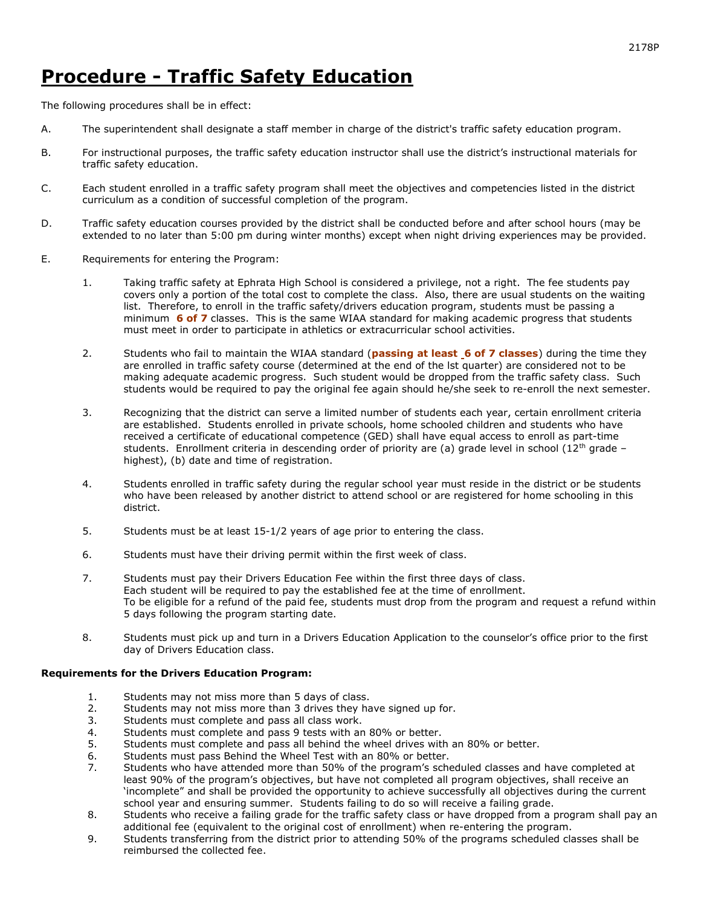# Procedure - Traffic Safety Education

The following procedures shall be in effect:

A. The superintendent shall designate a staff member in charge of the district's traffic safety education program.

B. For instructional purposes, the traffic safety education instructor shall use the district's instructional materials for traffic safety education.

C. Each student enrolled in a traffic safety program shall meet the objectives and competencies listed in the district curriculum as a condition of successful completion of the program.

D. Traffic safety education courses provided by the district shall be conducted before and after school hours (may be extended to no later than 5:00 pm during winter months) except when night driving experiences may be provided.

E. Requirements for entering the Program:

1. Taking traffic safety at Ephrata High School is considered a privilege, not a right. The fee students pay covers only a portion of the total cost to complete the class. Also, there are usual students on the waiting list. Therefore, to enroll in the traffic safety/drivers education program, students must be passing a minimum **6 of 7** classes. This is the same WIAA standard for making academic progress that students must meet in order to participate in athletics or extracurricular school activities.

2. Students who fail to maintain the WIAA standard (**passing at least 6 of 7 classes**) during the time they are enrolled in traffic safety course (determined at the end of the lst quarter) are considered not to be making adequate academic progress. Such student would be dropped from the traffic safety class. Such students would be required to pay the original fee again should he/she seek to re-enroll the next semester.

3. Recognizing that the district can serve a limited number of students each year, certain enrollment criteria are established. Students enrolled in private schools, home schooled children and students who have received a certificate of educational competence (GED) shall have equal access to enroll as part-time students. Enrollment criteria in descending order of priority are (a) grade level in school (12th grade – highest), (b) date and time of registration.

4. Students enrolled in traffic safety during the regular school year must reside in the district or be students who have been released by another district to attend school or are registered for home schooling in this district.

5. Students must be at least 15-1/2 years of age prior to entering the class.

6. Students must have their driving permit within the first week of class.

7. Students must pay their Drivers Education Fee within the first three days of class.
   Each student will be required to pay the established fee at the time of enrollment.
   To be eligible for a refund of the paid fee, students must drop from the program and request a refund within 5 days following the program starting date.

8. Students must pick up and turn in a Drivers Education Application to the counselor's office prior to the first day of Drivers Education class.

**Requirements for the Drivers Education Program:**

1. Students may not miss more than 5 days of class.
2. Students may not miss more than 3 drives they have signed up for.
3. Students must complete and pass all class work.
4. Students must complete and pass 9 tests with an 80% or better.
5. Students must complete and pass all behind the wheel drives with an 80% or better.
6. Students must pass Behind the Wheel Test with an 80% or better.
7. Students who have attended more than 50% of the program's scheduled classes and have completed at least 90% of the program's objectives, but have not completed all program objectives, shall receive an 'incomplete" and shall be provided the opportunity to achieve successfully all objectives during the current school year and ensuring summer. Students failing to do so will receive a failing grade.
8. Students who receive a failing grade for the traffic safety class or have dropped from a program shall pay an additional fee (equivalent to the original cost of enrollment) when re-entering the program.
9. Students transferring from the district prior to attending 50% of the programs scheduled classes shall be reimbursed the collected fee.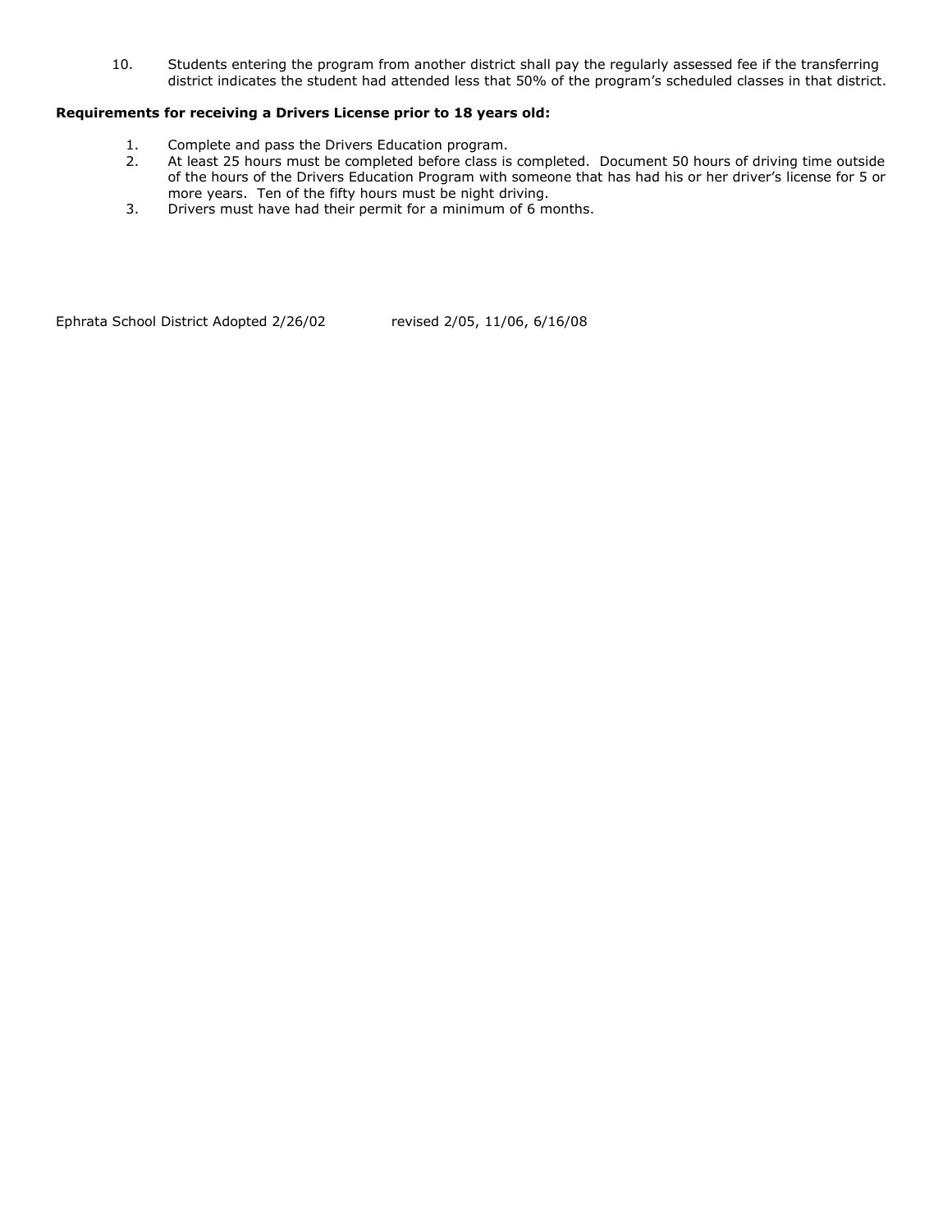10. Students entering the program from another district shall pay the regularly assessed fee if the transferring district indicates the student had attended less that 50% of the program's scheduled classes in that district.

**Requirements for receiving a Drivers License prior to 18 years old:**

1. Complete and pass the Drivers Education program.
2. At least 25 hours must be completed before class is completed. Document 50 hours of driving time outside of the hours of the Drivers Education Program with someone that has had his or her driver's license for 5 or more years. Ten of the fifty hours must be night driving.
3. Drivers must have had their permit for a minimum of 6 months.

Ephrata School District Adopted 2/26/02 revised 2/05, 11/06, 6/16/08